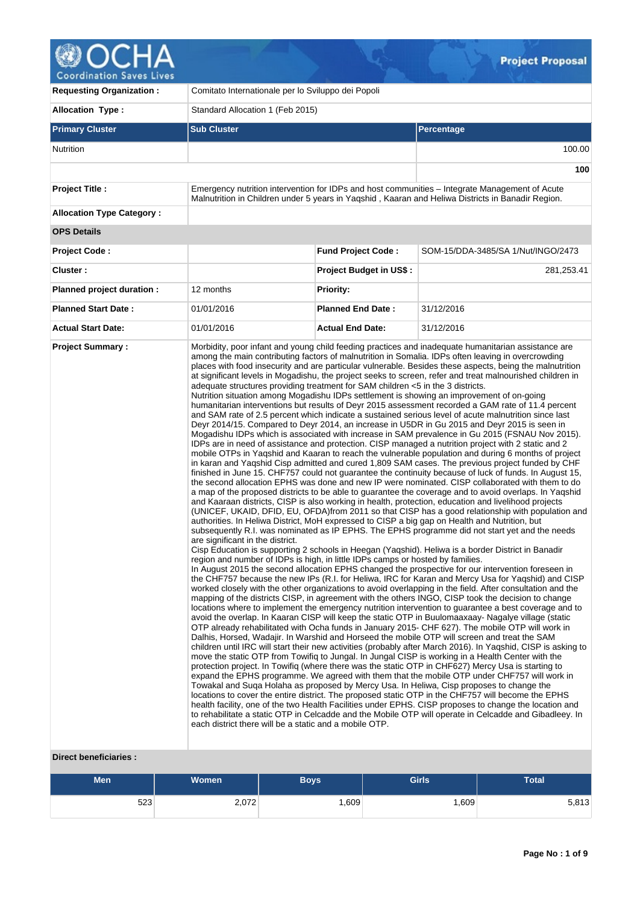# OCHA Coordination Saves Lives — Project Proposal

| | |
|---|---|
| **Requesting Organization :** | Comitato Internazionale per lo Sviluppo dei Popoli |
| **Allocation Type :** | Standard Allocation 1 (Feb 2015) |

| Primary Cluster | Sub Cluster | Percentage |
|---|---|---|
| Nutrition | | 100.00 |
| | | **100** |

| | |
|---|---|
| **Project Title :** | Emergency nutrition intervention for IDPs and host communities – Integrate Management of Acute Malnutrition in Children under 5 years in Yaqshid , Kaaran and Heliwa Districts in Banadir Region. |
| **Allocation Type Category :** | |

**OPS Details**

| | | | |
|---|---|---|---|
| **Project Code :** | | **Fund Project Code :** | SOM-15/DDA-3485/SA 1/Nut/INGO/2473 |
| **Cluster :** | | **Project Budget in US$ :** | 281,253.41 |
| **Planned project duration :** | 12 months | **Priority:** | |
| **Planned Start Date :** | 01/01/2016 | **Planned End Date :** | 31/12/2016 |
| **Actual Start Date:** | 01/01/2016 | **Actual End Date:** | 31/12/2016 |

**Project Summary :**

Morbidity, poor infant and young child feeding practices and inadequate humanitarian assistance are among the main contributing factors of malnutrition in Somalia. IDPs often leaving in overcrowding places with food insecurity and are particular vulnerable. Besides these aspects, being the malnutrition at significant levels in Mogadishu, the project seeks to screen, refer and treat malnourished children in adequate structures providing treatment for SAM children <5 in the 3 districts.
Nutrition situation among Mogadishu IDPs settlement is showing an improvement of on-going humanitarian interventions but results of Deyr 2015 assessment recorded a GAM rate of 11.4 percent and SAM rate of 2.5 percent which indicate a sustained serious level of acute malnutrition since last Deyr 2014/15. Compared to Deyr 2014, an increase in U5DR in Gu 2015 and Deyr 2015 is seen in Mogadishu IDPs which is associated with increase in SAM prevalence in Gu 2015 (FSNAU Nov 2015). IDPs are in need of assistance and protection. CISP managed a nutrition project with 2 static and 2 mobile OTPs in Yaqshid and Kaaran to reach the vulnerable population and during 6 months of project in karan and Yaqshid Cisp admitted and cured 1,809 SAM cases. The previous project funded by CHF finished in June 15. CHF757 could not guarantee the continuity because of luck of funds. In August 15, the second allocation EPHS was done and new IP were nominated. CISP collaborated with them to do a map of the proposed districts to be able to guarantee the coverage and to avoid overlaps. In Yaqshid and Kaaraan districts, CISP is also working in health, protection, education and livelihood projects (UNICEF, UKAID, DFID, EU, OFDA)from 2011 so that CISP has a good relationship with population and authorities. In Heliwa District, MoH expressed to CISP a big gap on Health and Nutrition, but subsequently R.I. was nominated as IP EPHS. The EPHS programme did not start yet and the needs are significant in the district.
Cisp Education is supporting 2 schools in Heegan (Yaqshid). Heliwa is a border District in Banadir region and number of IDPs is high, in little IDPs camps or hosted by families.
In August 2015 the second allocation EPHS changed the prospective for our intervention foreseen in the CHF757 because the new IPs (R.I. for Heliwa, IRC for Karan and Mercy Usa for Yaqshid) and CISP worked closely with the other organizations to avoid overlapping in the field. After consultation and the mapping of the districts CISP, in agreement with the others INGO, CISP took the decision to change locations where to implement the emergency nutrition intervention to guarantee a best coverage and to avoid the overlap. In Kaaran CISP will keep the static OTP in Buulomaaxaay- Nagalye village (static OTP already rehabilitated with Ocha funds in January 2015- CHF 627). The mobile OTP will work in Dalhis, Horsed, Wadajir. In Warshid and Horseed the mobile OTP will screen and treat the SAM children until IRC will start their new activities (probably after March 2016). In Yaqshid, CISP is asking to move the static OTP from Towifiq to Jungal. In Jungal CISP is working in a Health Center with the protection project. In Towifiq (where there was the static OTP in CHF627) Mercy Usa is starting to expand the EPHS programme. We agreed with them that the mobile OTP under CHF757 will work in Towakal and Suqa Holaha as proposed by Mercy Usa. In Heliwa, Cisp proposes to change the locations to cover the entire district. The proposed static OTP in the CHF757 will become the EPHS health facility, one of the two Health Facilities under EPHS. CISP proposes to change the location and to rehabilitate a static OTP in Celcadde and the Mobile OTP will operate in Celcadde and Gibadleey. In each district there will be a static and a mobile OTP.

**Direct beneficiaries :**

| Men | Women | Boys | Girls | Total |
|---|---|---|---|---|
| 523 | 2,072 | 1,609 | 1,609 | 5,813 |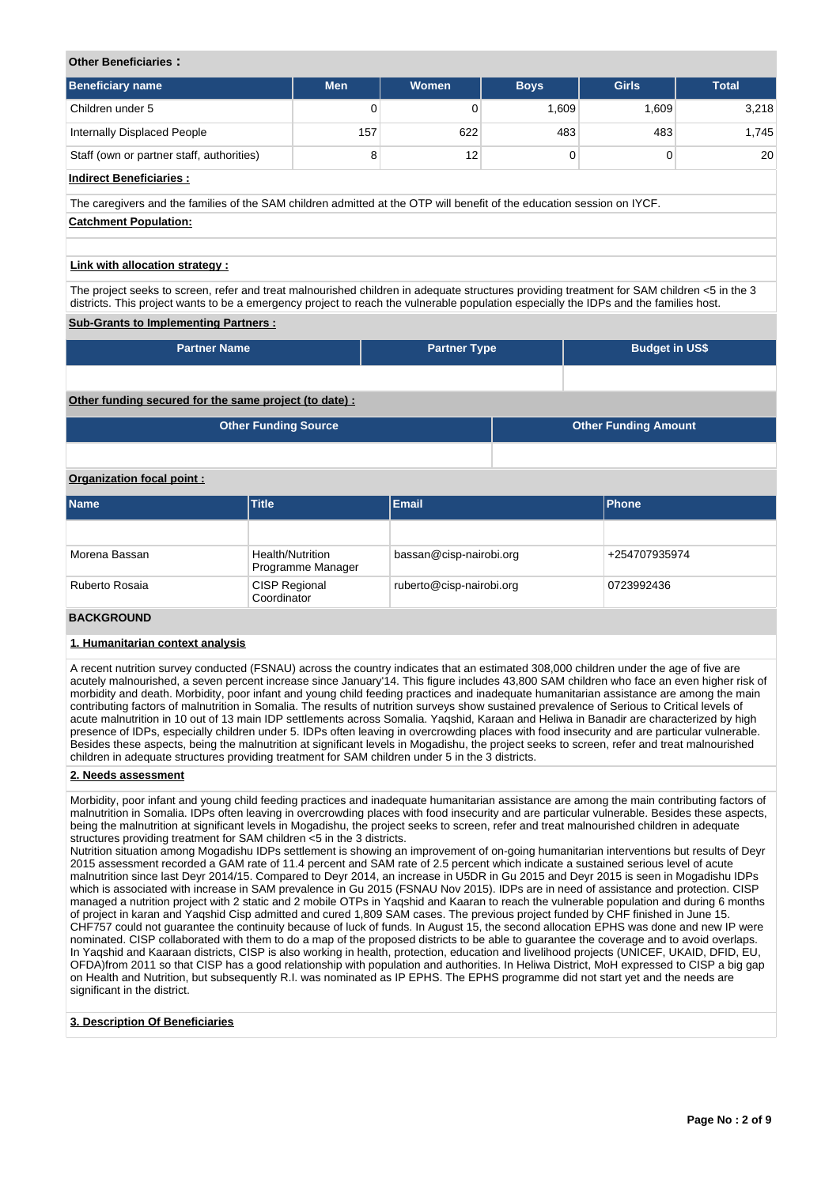**Other Beneficiaries :**

| Beneficiary name | Men | Women | Boys | Girls | Total |
|---|---|---|---|---|---|
| Children under 5 | 0 | 0 | 1,609 | 1,609 | 3,218 |
| Internally Displaced People | 157 | 622 | 483 | 483 | 1,745 |
| Staff (own or partner staff, authorities) | 8 | 12 | 0 | 0 | 20 |

**Indirect Beneficiaries :**

The caregivers and the families of the SAM children admitted at the OTP will benefit of the education session on IYCF.

**Catchment Population:**

**Link with allocation strategy :**

The project seeks to screen, refer and treat malnourished children in adequate structures providing treatment for SAM children <5 in the 3 districts. This project wants to be a emergency project to reach the vulnerable population especially the IDPs and the families host.

**Sub-Grants to Implementing Partners :**

| Partner Name | Partner Type | Budget in US$ |
|---|---|---|
| | | |

**Other funding secured for the same project (to date) :**

| Other Funding Source | Other Funding Amount |
|---|---|
| | |

**Organization focal point :**

| Name | Title | Email | Phone |
|---|---|---|---|
| | | | |
| Morena Bassan | Health/Nutrition Programme Manager | bassan@cisp-nairobi.org | +254707935974 |
| Ruberto Rosaia | CISP Regional Coordinator | ruberto@cisp-nairobi.org | 0723992436 |

## BACKGROUND

### 1. Humanitarian context analysis

A recent nutrition survey conducted (FSNAU) across the country indicates that an estimated 308,000 children under the age of five are acutely malnourished, a seven percent increase since January'14. This figure includes 43,800 SAM children who face an even higher risk of morbidity and death. Morbidity, poor infant and young child feeding practices and inadequate humanitarian assistance are among the main contributing factors of malnutrition in Somalia. The results of nutrition surveys show sustained prevalence of Serious to Critical levels of acute malnutrition in 10 out of 13 main IDP settlements across Somalia. Yaqshid, Karaan and Heliwa in Banadir are characterized by high presence of IDPs, especially children under 5. IDPs often leaving in overcrowding places with food insecurity and are particular vulnerable. Besides these aspects, being the malnutrition at significant levels in Mogadishu, the project seeks to screen, refer and treat malnourished children in adequate structures providing treatment for SAM children under 5 in the 3 districts.

### 2. Needs assessment

Morbidity, poor infant and young child feeding practices and inadequate humanitarian assistance are among the main contributing factors of malnutrition in Somalia. IDPs often leaving in overcrowding places with food insecurity and are particular vulnerable. Besides these aspects, being the malnutrition at significant levels in Mogadishu, the project seeks to screen, refer and treat malnourished children in adequate structures providing treatment for SAM children <5 in the 3 districts.
Nutrition situation among Mogadishu IDPs settlement is showing an improvement of on-going humanitarian interventions but results of Deyr 2015 assessment recorded a GAM rate of 11.4 percent and SAM rate of 2.5 percent which indicate a sustained serious level of acute malnutrition since last Deyr 2014/15. Compared to Deyr 2014, an increase in U5DR in Gu 2015 and Deyr 2015 is seen in Mogadishu IDPs which is associated with increase in SAM prevalence in Gu 2015 (FSNAU Nov 2015). IDPs are in need of assistance and protection. CISP managed a nutrition project with 2 static and 2 mobile OTPs in Yaqshid and Kaaran to reach the vulnerable population and during 6 months of project in karan and Yaqshid Cisp admitted and cured 1,809 SAM cases. The previous project funded by CHF finished in June 15. CHF757 could not guarantee the continuity because of luck of funds. In August 15, the second allocation EPHS was done and new IP were nominated. CISP collaborated with them to do a map of the proposed districts to be able to guarantee the coverage and to avoid overlaps. In Yaqshid and Kaaraan districts, CISP is also working in health, protection, education and livelihood projects (UNICEF, UKAID, DFID, EU, OFDA)from 2011 so that CISP has a good relationship with population and authorities. In Heliwa District, MoH expressed to CISP a big gap on Health and Nutrition, but subsequently R.I. was nominated as IP EPHS. The EPHS programme did not start yet and the needs are significant in the district.

### 3. Description Of Beneficiaries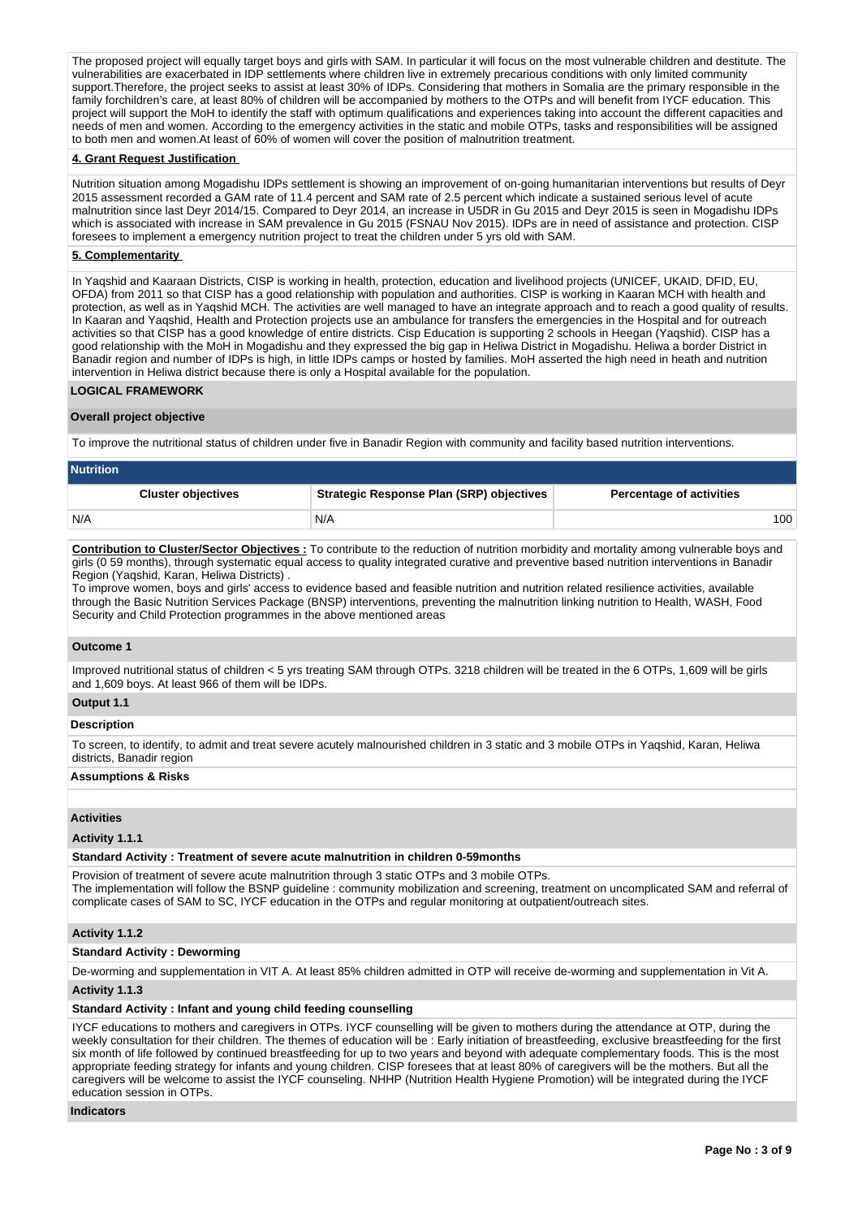The proposed project will equally target boys and girls with SAM. In particular it will focus on the most vulnerable children and destitute. The vulnerabilities are exacerbated in IDP settlements where children live in extremely precarious conditions with only limited community support.Therefore, the project seeks to assist at least 30% of IDPs. Considering that mothers in Somalia are the primary responsible in the family forchildren's care, at least 80% of children will be accompanied by mothers to the OTPs and will benefit from IYCF education. This project will support the MoH to identify the staff with optimum qualifications and experiences taking into account the different capacities and needs of men and women. According to the emergency activities in the static and mobile OTPs, tasks and responsibilities will be assigned to both men and women.At least of 60% of women will cover the position of malnutrition treatment.

**4. Grant Request Justification**

Nutrition situation among Mogadishu IDPs settlement is showing an improvement of on-going humanitarian interventions but results of Deyr 2015 assessment recorded a GAM rate of 11.4 percent and SAM rate of 2.5 percent which indicate a sustained serious level of acute malnutrition since last Deyr 2014/15. Compared to Deyr 2014, an increase in U5DR in Gu 2015 and Deyr 2015 is seen in Mogadishu IDPs which is associated with increase in SAM prevalence in Gu 2015 (FSNAU Nov 2015). IDPs are in need of assistance and protection. CISP foresees to implement a emergency nutrition project to treat the children under 5 yrs old with SAM.

**5. Complementarity**

In Yaqshid and Kaaraan Districts, CISP is working in health, protection, education and livelihood projects (UNICEF, UKAID, DFID, EU, OFDA) from 2011 so that CISP has a good relationship with population and authorities. CISP is working in Kaaran MCH with health and protection, as well as in Yaqshid MCH. The activities are well managed to have an integrate approach and to reach a good quality of results. In Kaaran and Yaqshid, Health and Protection projects use an ambulance for transfers the emergencies in the Hospital and for outreach activities so that CISP has a good knowledge of entire districts. Cisp Education is supporting 2 schools in Heegan (Yaqshid). CISP has a good relationship with the MoH in Mogadishu and they expressed the big gap in Heliwa District in Mogadishu. Heliwa a border District in Banadir region and number of IDPs is high, in little IDPs camps or hosted by families. MoH asserted the high need in heath and nutrition intervention in Heliwa district because there is only a Hospital available for the population.

**LOGICAL FRAMEWORK**

**Overall project objective**

To improve the nutritional status of children under five in Banadir Region with community and facility based nutrition interventions.

**Nutrition**

| Cluster objectives | Strategic Response Plan (SRP) objectives | Percentage of activities |
|---|---|---|
| N/A | N/A | 100 |

**Contribution to Cluster/Sector Objectives :** To contribute to the reduction of nutrition morbidity and mortality among vulnerable boys and girls (0 59 months), through systematic equal access to quality integrated curative and preventive based nutrition interventions in Banadir Region (Yaqshid, Karan, Heliwa Districts) .
To improve women, boys and girls' access to evidence based and feasible nutrition and nutrition related resilience activities, available through the Basic Nutrition Services Package (BNSP) interventions, preventing the malnutrition linking nutrition to Health, WASH, Food Security and Child Protection programmes in the above mentioned areas

**Outcome 1**

Improved nutritional status of children < 5 yrs treating SAM through OTPs. 3218 children will be treated in the 6 OTPs, 1,609 will be girls and 1,609 boys. At least 966 of them will be IDPs.

**Output 1.1**

**Description**

To screen, to identify, to admit and treat severe acutely malnourished children in 3 static and 3 mobile OTPs in Yaqshid, Karan, Heliwa districts, Banadir region

**Assumptions & Risks**

**Activities**

**Activity 1.1.1**

**Standard Activity : Treatment of severe acute malnutrition in children 0-59months**

Provision of treatment of severe acute malnutrition through 3 static OTPs and 3 mobile OTPs.
The implementation will follow the BSNP guideline : community mobilization and screening, treatment on uncomplicated SAM and referral of complicate cases of SAM to SC, IYCF education in the OTPs and regular monitoring at outpatient/outreach sites.

**Activity 1.1.2**

**Standard Activity : Deworming**

De-worming and supplementation in VIT A. At least 85% children admitted in OTP will receive de-worming and supplementation in Vit A.

**Activity 1.1.3**

**Standard Activity : Infant and young child feeding counselling**

IYCF educations to mothers and caregivers in OTPs. IYCF counselling will be given to mothers during the attendance at OTP, during the weekly consultation for their children. The themes of education will be : Early initiation of breastfeeding, exclusive breastfeeding for the first six month of life followed by continued breastfeeding for up to two years and beyond with adequate complementary foods. This is the most appropriate feeding strategy for infants and young children. CISP foresees that at least 80% of caregivers will be the mothers. But all the caregivers will be welcome to assist the IYCF counseling. NHHP (Nutrition Health Hygiene Promotion) will be integrated during the IYCF education session in OTPs.

**Indicators**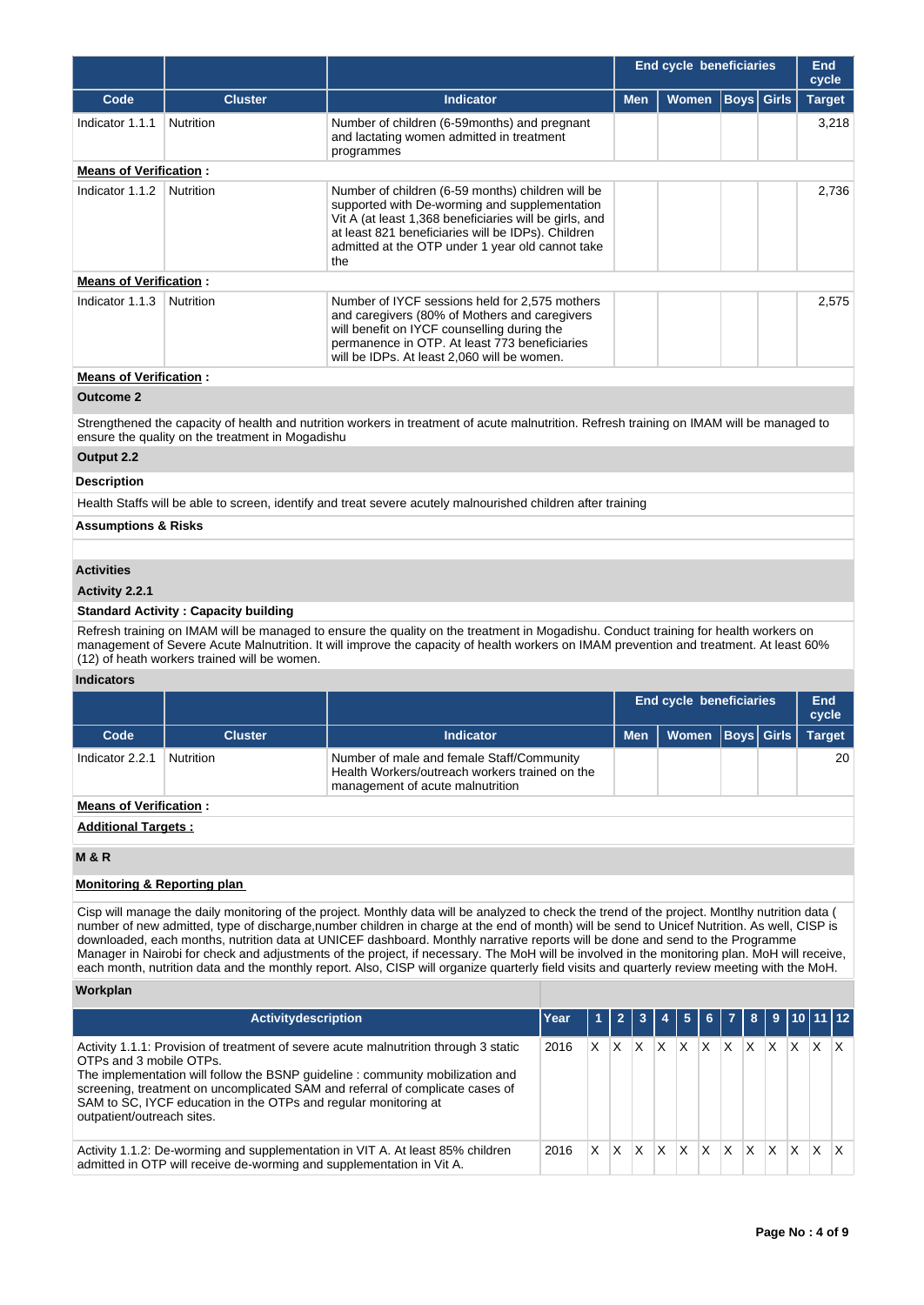| | | | End cycle beneficiaries | | | | End cycle |
|---|---|---|---|---|---|---|---|
| **Code** | **Cluster** | **Indicator** | **Men** | **Women** | **Boys** | **Girls** | **Target** |
| Indicator 1.1.1 | Nutrition | Number of children (6-59months) and pregnant and lactating women admitted in treatment programmes | | | | | 3,218 |

**Means of Verification :**

| Code | Cluster | Indicator | Men | Women | Boys | Girls | Target |
|---|---|---|---|---|---|---|---|
| Indicator 1.1.2 | Nutrition | Number of children (6-59 months) children will be supported with De-worming and supplementation Vit A (at least 1,368 beneficiaries will be girls, and at least 821 beneficiaries will be IDPs). Children admitted at the OTP under 1 year old cannot take the | | | | | 2,736 |

**Means of Verification :**

| Code | Cluster | Indicator | Men | Women | Boys | Girls | Target |
|---|---|---|---|---|---|---|---|
| Indicator 1.1.3 | Nutrition | Number of IYCF sessions held for 2,575 mothers and caregivers (80% of Mothers and caregivers will benefit on IYCF counselling during the permanence in OTP. At least 773 beneficiaries will be IDPs. At least 2,060 will be women. | | | | | 2,575 |

**Means of Verification :**

**Outcome 2**

Strengthened the capacity of health and nutrition workers in treatment of acute malnutrition. Refresh training on IMAM will be managed to ensure the quality on the treatment in Mogadishu

**Output 2.2**

**Description**

Health Staffs will be able to screen, identify and treat severe acutely malnourished children after training

**Assumptions & Risks**

**Activities**

**Activity 2.2.1**

**Standard Activity : Capacity building**

Refresh training on IMAM will be managed to ensure the quality on the treatment in Mogadishu. Conduct training for health workers on management of Severe Acute Malnutrition. It will improve the capacity of health workers on IMAM prevention and treatment. At least 60% (12) of heath workers trained will be women.

**Indicators**

| | | | End cycle beneficiaries | | | | End cycle |
|---|---|---|---|---|---|---|---|
| **Code** | **Cluster** | **Indicator** | **Men** | **Women** | **Boys** | **Girls** | **Target** |
| Indicator 2.2.1 | Nutrition | Number of male and female Staff/Community Health Workers/outreach workers trained on the management of acute malnutrition | | | | | 20 |

**Means of Verification :**

**Additional Targets :**

**M & R**

**Monitoring & Reporting plan**

Cisp will manage the daily monitoring of the project. Monthly data will be analyzed to check the trend of the project. Montlhy nutrition data ( number of new admitted, type of discharge,number children in charge at the end of month) will be send to Unicef Nutrition. As well, CISP is downloaded, each months, nutrition data at UNICEF dashboard. Monthly narrative reports will be done and send to the Programme Manager in Nairobi for check and adjustments of the project, if necessary. The MoH will be involved in the monitoring plan. MoH will receive, each month, nutrition data and the monthly report. Also, CISP will organize quarterly field visits and quarterly review meeting with the MoH.

**Workplan**

| Activitydescription | Year | 1 | 2 | 3 | 4 | 5 | 6 | 7 | 8 | 9 | 10 | 11 | 12 |
|---|---|---|---|---|---|---|---|---|---|---|---|---|---|
| Activity 1.1.1: Provision of treatment of severe acute malnutrition through 3 static OTPs and 3 mobile OTPs.<br>The implementation will follow the BSNP guideline : community mobilization and screening, treatment on uncomplicated SAM and referral of complicate cases of SAM to SC, IYCF education in the OTPs and regular monitoring at outpatient/outreach sites. | 2016 | X | X | X | X | X | X | X | X | X | X | X | X |
| Activity 1.1.2: De-worming and supplementation in VIT A. At least 85% children admitted in OTP will receive de-worming and supplementation in Vit A. | 2016 | X | X | X | X | X | X | X | X | X | X | X | X |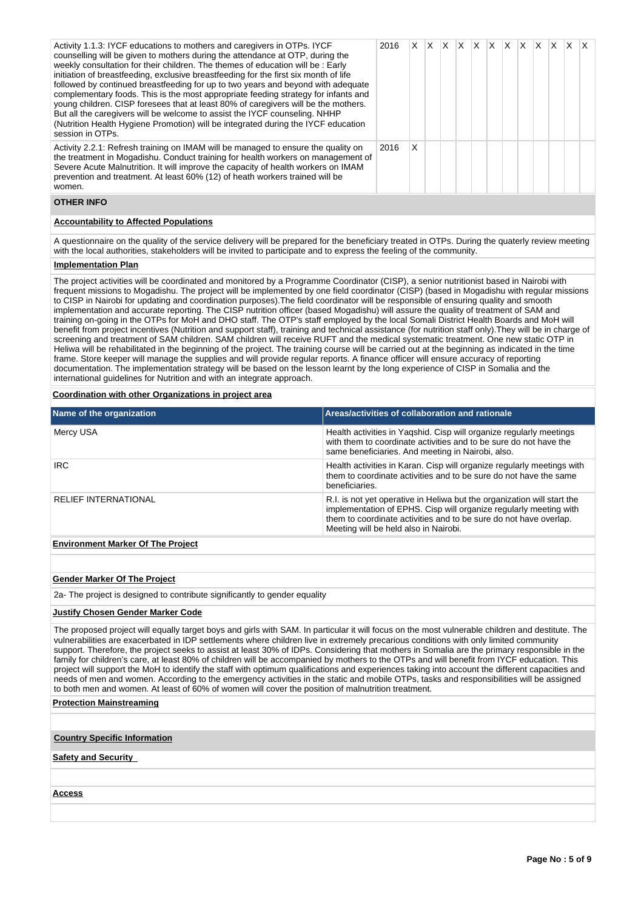| Activity | Year | 1 | 2 | 3 | 4 | 5 | 6 | 7 | 8 | 9 | 10 | 11 | 12 |
|---|---|---|---|---|---|---|---|---|---|---|---|---|---|
| Activity 1.1.3: IYCF educations to mothers and caregivers in OTPs. IYCF counselling will be given to mothers during the attendance at OTP, during the weekly consultation for their children. The themes of education will be : Early initiation of breastfeeding, exclusive breastfeeding for the first six month of life followed by continued breastfeeding for up to two years and beyond with adequate complementary foods. This is the most appropriate feeding strategy for infants and young children. CISP foresees that at least 80% of caregivers will be the mothers. But all the caregivers will be welcome to assist the IYCF counseling. NHHP (Nutrition Health Hygiene Promotion) will be integrated during the IYCF education session in OTPs. | 2016 | X | X | X | X | X | X | X | X | X | X | X | X |
| Activity 2.2.1: Refresh training on IMAM will be managed to ensure the quality on the treatment in Mogadishu. Conduct training for health workers on management of Severe Acute Malnutrition. It will improve the capacity of health workers on IMAM prevention and treatment. At least 60% (12) of heath workers trained will be women. | 2016 | X | | | | | | | | | | | |

## OTHER INFO

**Accountability to Affected Populations**

A questionnaire on the quality of the service delivery will be prepared for the beneficiary treated in OTPs. During the quaterly review meeting with the local authorities, stakeholders will be invited to participate and to express the feeling of the community.

**Implementation Plan**

The project activities will be coordinated and monitored by a Programme Coordinator (CISP), a senior nutritionist based in Nairobi with frequent missions to Mogadishu. The project will be implemented by one field coordinator (CISP) (based in Mogadishu with regular missions to CISP in Nairobi for updating and coordination purposes).The field coordinator will be responsible of ensuring quality and smooth implementation and accurate reporting. The CISP nutrition officer (based Mogadishu) will assure the quality of treatment of SAM and training on-going in the OTPs for MoH and DHO staff. The OTP's staff employed by the local Somali District Health Boards and MoH will benefit from project incentives (Nutrition and support staff), training and technical assistance (for nutrition staff only).They will be in charge of screening and treatment of SAM children. SAM children will receive RUFT and the medical systematic treatment. One new static OTP in Heliwa will be rehabilitated in the beginning of the project. The training course will be carried out at the beginning as indicated in the time frame. Store keeper will manage the supplies and will provide regular reports. A finance officer will ensure accuracy of reporting documentation. The implementation strategy will be based on the lesson learnt by the long experience of CISP in Somalia and the international guidelines for Nutrition and with an integrate approach.

**Coordination with other Organizations in project area**

| Name of the organization | Areas/activities of collaboration and rationale |
|---|---|
| Mercy USA | Health activities in Yaqshid. Cisp will organize regularly meetings with them to coordinate activities and to be sure do not have the same beneficiaries. And meeting in Nairobi, also. |
| IRC | Health activities in Karan. Cisp will organize regularly meetings with them to coordinate activities and to be sure do not have the same beneficiaries. |
| RELIEF INTERNATIONAL | R.I. is not yet operative in Heliwa but the organization will start the implementation of EPHS. Cisp will organize regularly meeting with them to coordinate activities and to be sure do not have overlap. Meeting will be held also in Nairobi. |

**Environment Marker Of The Project**

**Gender Marker Of The Project**

2a- The project is designed to contribute significantly to gender equality

**Justify Chosen Gender Marker Code**

The proposed project will equally target boys and girls with SAM. In particular it will focus on the most vulnerable children and destitute. The vulnerabilities are exacerbated in IDP settlements where children live in extremely precarious conditions with only limited community support. Therefore, the project seeks to assist at least 30% of IDPs. Considering that mothers in Somalia are the primary responsible in the family for children's care, at least 80% of children will be accompanied by mothers to the OTPs and will benefit from IYCF education. This project will support the MoH to identify the staff with optimum qualifications and experiences taking into account the different capacities and needs of men and women. According to the emergency activities in the static and mobile OTPs, tasks and responsibilities will be assigned to both men and women. At least of 60% of women will cover the position of malnutrition treatment.

**Protection Mainstreaming**

**Country Specific Information**

**Safety and Security**

**Access**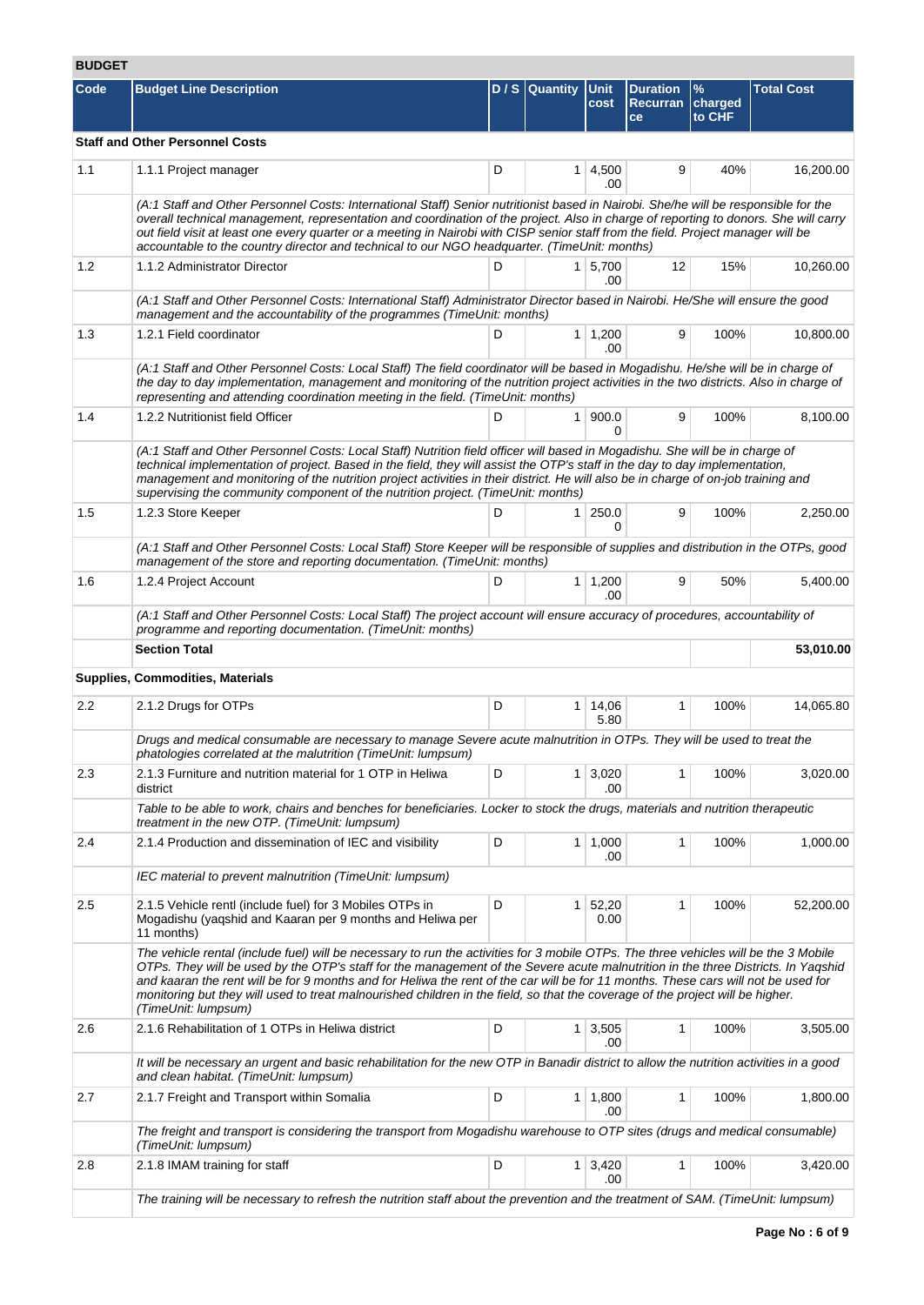## BUDGET

| Code | Budget Line Description | D / S | Quantity | Unit cost | Duration Recurrance | % charged to CHF | Total Cost |
|---|---|---|---|---|---|---|---|
| **Staff and Other Personnel Costs** | | | | | | | |
| 1.1 | 1.1.1 Project manager | D | 1 | 4,500.00 | 9 | 40% | 16,200.00 |
| | *(A:1 Staff and Other Personnel Costs: International Staff) Senior nutritionist based in Nairobi. She/he will be responsible for the overall technical management, representation and coordination of the project. Also in charge of reporting to donors. She will carry out field visit at least one every quarter or a meeting in Nairobi with CISP senior staff from the field. Project manager will be accountable to the country director and technical to our NGO headquarter. (TimeUnit: months)* | | | | | | |
| 1.2 | 1.1.2 Administrator Director | D | 1 | 5,700.00 | 12 | 15% | 10,260.00 |
| | *(A:1 Staff and Other Personnel Costs: International Staff) Administrator Director based in Nairobi. He/She will ensure the good management and the accountability of the programmes (TimeUnit: months)* | | | | | | |
| 1.3 | 1.2.1 Field coordinator | D | 1 | 1,200.00 | 9 | 100% | 10,800.00 |
| | *(A:1 Staff and Other Personnel Costs: Local Staff) The field coordinator will be based in Mogadishu. He/she will be in charge of the day to day implementation, management and monitoring of the nutrition project activities in the two districts. Also in charge of representing and attending coordination meeting in the field. (TimeUnit: months)* | | | | | | |
| 1.4 | 1.2.2 Nutritionist field Officer | D | 1 | 900.00 | 9 | 100% | 8,100.00 |
| | *(A:1 Staff and Other Personnel Costs: Local Staff) Nutrition field officer will based in Mogadishu. She will be in charge of technical implementation of project. Based in the field, they will assist the OTP's staff in the day to day implementation, management and monitoring of the nutrition project activities in their district. He will also be in charge of on-job training and supervising the community component of the nutrition project. (TimeUnit: months)* | | | | | | |
| 1.5 | 1.2.3 Store Keeper | D | 1 | 250.00 | 9 | 100% | 2,250.00 |
| | *(A:1 Staff and Other Personnel Costs: Local Staff) Store Keeper will be responsible of supplies and distribution in the OTPs, good management of the store and reporting documentation. (TimeUnit: months)* | | | | | | |
| 1.6 | 1.2.4 Project Account | D | 1 | 1,200.00 | 9 | 50% | 5,400.00 |
| | *(A:1 Staff and Other Personnel Costs: Local Staff) The project account will ensure accuracy of procedures, accountability of programme and reporting documentation. (TimeUnit: months)* | | | | | | |
| | **Section Total** | | | | | | **53,010.00** |
| **Supplies, Commodities, Materials** | | | | | | | |
| 2.2 | 2.1.2 Drugs for OTPs | D | 1 | 14,065.80 | 1 | 100% | 14,065.80 |
| | *Drugs and medical consumable are necessary to manage Severe acute malnutrition in OTPs. They will be used to treat the phatologies correlated at the malutrition (TimeUnit: lumpsum)* | | | | | | |
| 2.3 | 2.1.3 Furniture and nutrition material for 1 OTP in Heliwa district | D | 1 | 3,020.00 | 1 | 100% | 3,020.00 |
| | *Table to be able to work, chairs and benches for beneficiaries. Locker to stock the drugs, materials and nutrition therapeutic treatment in the new OTP. (TimeUnit: lumpsum)* | | | | | | |
| 2.4 | 2.1.4 Production and dissemination of IEC and visibility | D | 1 | 1,000.00 | 1 | 100% | 1,000.00 |
| | *IEC material to prevent malnutrition (TimeUnit: lumpsum)* | | | | | | |
| 2.5 | 2.1.5 Vehicle rentl (include fuel) for 3 Mobiles OTPs in Mogadishu (yaqshid and Kaaran per 9 months and Heliwa per 11 months) | D | 1 | 52,200.00 | 1 | 100% | 52,200.00 |
| | *The vehicle rental (include fuel) will be necessary to run the activities for 3 mobile OTPs. The three vehicles will be the 3 Mobile OTPs. They will be used by the OTP's staff for the management of the Severe acute malnutrition in the three Districts. In Yaqshid and kaaran the rent will be for 9 months and for Heliwa the rent of the car will be for 11 months. These cars will not be used for monitoring but they will used to treat malnourished children in the field, so that the coverage of the project will be higher. (TimeUnit: lumpsum)* | | | | | | |
| 2.6 | 2.1.6 Rehabilitation of 1 OTPs in Heliwa district | D | 1 | 3,505.00 | 1 | 100% | 3,505.00 |
| | *It will be necessary an urgent and basic rehabilitation for the new OTP in Banadir district to allow the nutrition activities in a good and clean habitat. (TimeUnit: lumpsum)* | | | | | | |
| 2.7 | 2.1.7 Freight and Transport within Somalia | D | 1 | 1,800.00 | 1 | 100% | 1,800.00 |
| | *The freight and transport is considering the transport from Mogadishu warehouse to OTP sites (drugs and medical consumable) (TimeUnit: lumpsum)* | | | | | | |
| 2.8 | 2.1.8 IMAM training for staff | D | 1 | 3,420.00 | 1 | 100% | 3,420.00 |
| | *The training will be necessary to refresh the nutrition staff about the prevention and the treatment of SAM. (TimeUnit: lumpsum)* | | | | | | |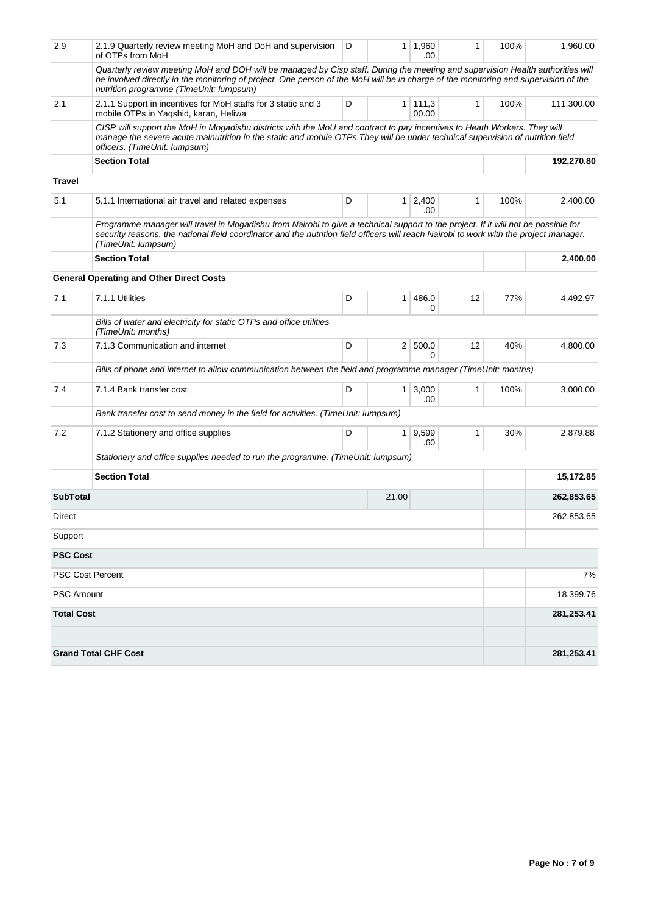| | | | | | | | |
|---|---|---|---|---|---|---|---|
| 2.9 | 2.1.9 Quarterly review meeting MoH and DoH and supervision of OTPs from MoH | D | 1 | 1,960.00 | 1 | 100% | 1,960.00 |
| | *Quarterly review meeting MoH and DOH will be managed by Cisp staff. During the meeting and supervision Health authorities will be involved directly in the monitoring of project. One person of the MoH will be in charge of the monitoring and supervision of the nutrition programme (TimeUnit: lumpsum)* | | | | | | |
| 2.1 | 2.1.1 Support in incentives for MoH staffs for 3 static and 3 mobile OTPs in Yaqshid, karan, Heliwa | D | 1 | 111,300.00 | 1 | 100% | 111,300.00 |
| | *CISP will support the MoH in Mogadishu districts with the MoU and contract to pay incentives to Heath Workers. They will manage the severe acute malnutrition in the static and mobile OTPs.They will be under technical supervision of nutrition field officers. (TimeUnit: lumpsum)* | | | | | | |
| | **Section Total** | | | | | | **192,270.80** |
| **Travel** | | | | | | | |
| 5.1 | 5.1.1 International air travel and related expenses | D | 1 | 2,400.00 | 1 | 100% | 2,400.00 |
| | *Programme manager will travel in Mogadishu from Nairobi to give a technical support to the project. If it will not be possible for security reasons, the national field coordinator and the nutrition field officers will reach Nairobi to work with the project manager. (TimeUnit: lumpsum)* | | | | | | |
| | **Section Total** | | | | | | **2,400.00** |
| | **General Operating and Other Direct Costs** | | | | | | |
| 7.1 | 7.1.1 Utilities | D | 1 | 486.00 | 12 | 77% | 4,492.97 |
| | *Bills of water and electricity for static OTPs and office utilities (TimeUnit: months)* | | | | | | |
| 7.3 | 7.1.3 Communication and internet | D | 2 | 500.00 | 12 | 40% | 4,800.00 |
| | *Bills of phone and internet to allow communication between the field and programme manager (TimeUnit: months)* | | | | | | |
| 7.4 | 7.1.4 Bank transfer cost | D | 1 | 3,000.00 | 1 | 100% | 3,000.00 |
| | *Bank transfer cost to send money in the field for activities. (TimeUnit: lumpsum)* | | | | | | |
| 7.2 | 7.1.2 Stationery and office supplies | D | 1 | 9,599.60 | 1 | 30% | 2,879.88 |
| | *Stationery and office supplies needed to run the programme. (TimeUnit: lumpsum)* | | | | | | |
| | **Section Total** | | | | | | **15,172.85** |
| **SubTotal** | | | 21.00 | | | | **262,853.65** |
| Direct | | | | | | | 262,853.65 |
| Support | | | | | | | |
| **PSC Cost** | | | | | | | |
| PSC Cost Percent | | | | | | | 7% |
| PSC Amount | | | | | | | 18,399.76 |
| **Total Cost** | | | | | | | **281,253.41** |
| | | | | | | | |
| **Grand Total CHF Cost** | | | | | | | **281,253.41** |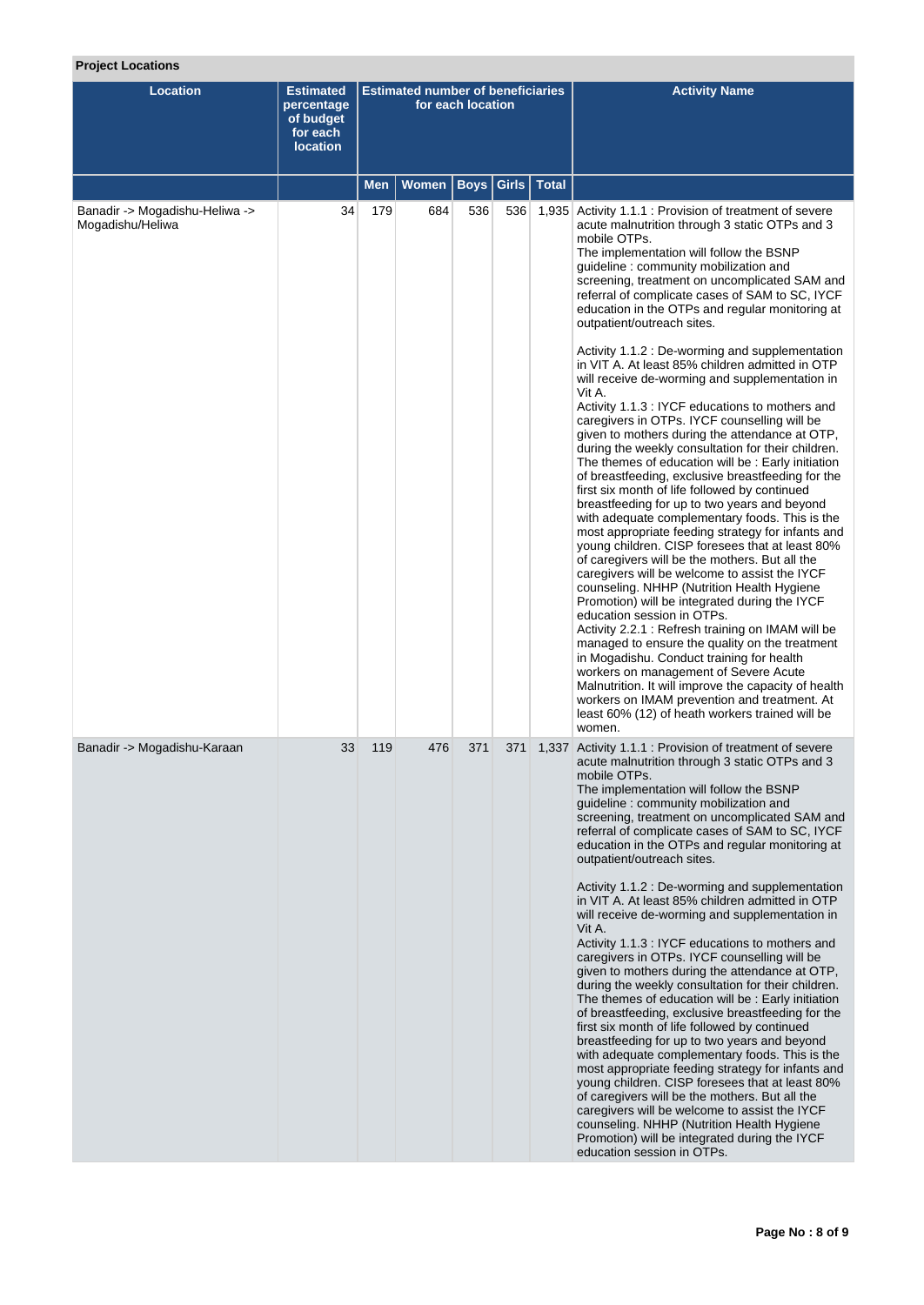## Project Locations

| Location | Estimated percentage of budget for each location | Estimated number of beneficiaries for each location | | | | | Activity Name |
|---|---|---|---|---|---|---|---|
| | | Men | Women | Boys | Girls | Total | |
| Banadir -> Mogadishu-Heliwa -> Mogadishu/Heliwa | 34 | 179 | 684 | 536 | 536 | 1,935 | Activity 1.1.1 : Provision of treatment of severe acute malnutrition through 3 static OTPs and 3 mobile OTPs.<br>The implementation will follow the BSNP guideline : community mobilization and screening, treatment on uncomplicated SAM and referral of complicate cases of SAM to SC, IYCF education in the OTPs and regular monitoring at outpatient/outreach sites.<br><br>Activity 1.1.2 : De-worming and supplementation in VIT A. At least 85% children admitted in OTP will receive de-worming and supplementation in Vit A.<br>Activity 1.1.3 : IYCF educations to mothers and caregivers in OTPs. IYCF counselling will be given to mothers during the attendance at OTP, during the weekly consultation for their children. The themes of education will be : Early initiation of breastfeeding, exclusive breastfeeding for the first six month of life followed by continued breastfeeding for up to two years and beyond with adequate complementary foods. This is the most appropriate feeding strategy for infants and young children. CISP foresees that at least 80% of caregivers will be the mothers. But all the caregivers will be welcome to assist the IYCF counseling. NHHP (Nutrition Health Hygiene Promotion) will be integrated during the IYCF education session in OTPs.<br>Activity 2.2.1 : Refresh training on IMAM will be managed to ensure the quality on the treatment in Mogadishu. Conduct training for health workers on management of Severe Acute Malnutrition. It will improve the capacity of health workers on IMAM prevention and treatment. At least 60% (12) of heath workers trained will be women. |
| Banadir -> Mogadishu-Karaan | 33 | 119 | 476 | 371 | 371 | 1,337 | Activity 1.1.1 : Provision of treatment of severe acute malnutrition through 3 static OTPs and 3 mobile OTPs.<br>The implementation will follow the BSNP guideline : community mobilization and screening, treatment on uncomplicated SAM and referral of complicate cases of SAM to SC, IYCF education in the OTPs and regular monitoring at outpatient/outreach sites.<br><br>Activity 1.1.2 : De-worming and supplementation in VIT A. At least 85% children admitted in OTP will receive de-worming and supplementation in Vit A.<br>Activity 1.1.3 : IYCF educations to mothers and caregivers in OTPs. IYCF counselling will be given to mothers during the attendance at OTP, during the weekly consultation for their children. The themes of education will be : Early initiation of breastfeeding, exclusive breastfeeding for the first six month of life followed by continued breastfeeding for up to two years and beyond with adequate complementary foods. This is the most appropriate feeding strategy for infants and young children. CISP foresees that at least 80% of caregivers will be the mothers. But all the caregivers will be welcome to assist the IYCF counseling. NHHP (Nutrition Health Hygiene Promotion) will be integrated during the IYCF education session in OTPs. |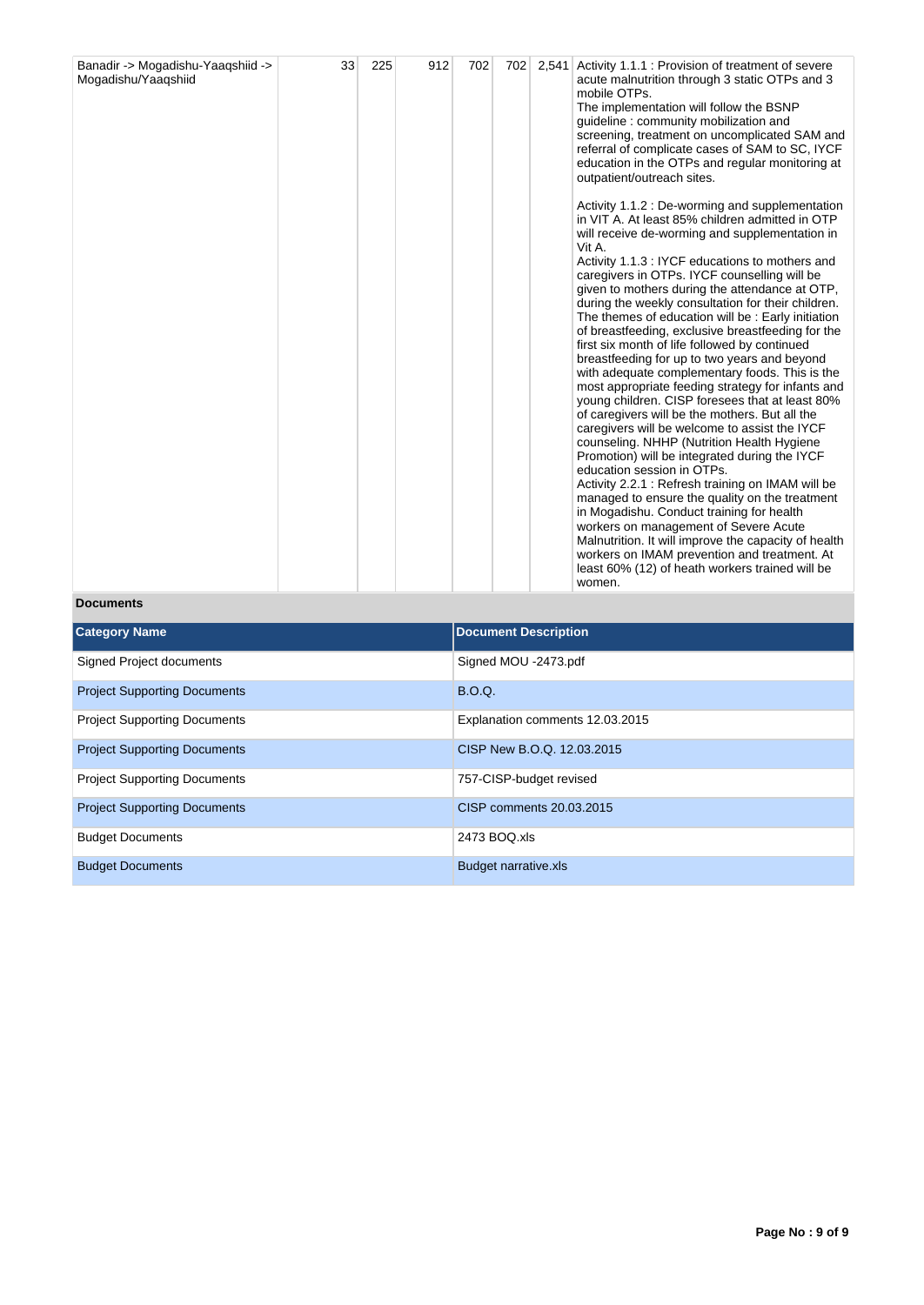| | | | | | | | |
|---|---|---|---|---|---|---|---|
| Banadir -> Mogadishu-Yaaqshiid -> Mogadishu/Yaaqshiid | 33 | 225 | 912 | 702 | 702 | 2,541 | Activity 1.1.1 : Provision of treatment of severe acute malnutrition through 3 static OTPs and 3 mobile OTPs.<br>The implementation will follow the BSNP guideline : community mobilization and screening, treatment on uncomplicated SAM and referral of complicate cases of SAM to SC, IYCF education in the OTPs and regular monitoring at outpatient/outreach sites.<br><br>Activity 1.1.2 : De-worming and supplementation in VIT A. At least 85% children admitted in OTP will receive de-worming and supplementation in Vit A.<br>Activity 1.1.3 : IYCF educations to mothers and caregivers in OTPs. IYCF counselling will be given to mothers during the attendance at OTP, during the weekly consultation for their children. The themes of education will be : Early initiation of breastfeeding, exclusive breastfeeding for the first six month of life followed by continued breastfeeding for up to two years and beyond with adequate complementary foods. This is the most appropriate feeding strategy for infants and young children. CISP foresees that at least 80% of caregivers will be the mothers. But all the caregivers will be welcome to assist the IYCF counseling. NHHP (Nutrition Health Hygiene Promotion) will be integrated during the IYCF education session in OTPs.<br>Activity 2.2.1 : Refresh training on IMAM will be managed to ensure the quality on the treatment in Mogadishu. Conduct training for health workers on management of Severe Acute Malnutrition. It will improve the capacity of health workers on IMAM prevention and treatment. At least 60% (12) of heath workers trained will be women. |

**Documents**

| Category Name | Document Description |
|---|---|
| Signed Project documents | Signed MOU -2473.pdf |
| Project Supporting Documents | B.O.Q. |
| Project Supporting Documents | Explanation comments 12.03.2015 |
| Project Supporting Documents | CISP New B.O.Q. 12.03.2015 |
| Project Supporting Documents | 757-CISP-budget revised |
| Project Supporting Documents | CISP comments 20.03.2015 |
| Budget Documents | 2473 BOQ.xls |
| Budget Documents | Budget narrative.xls |